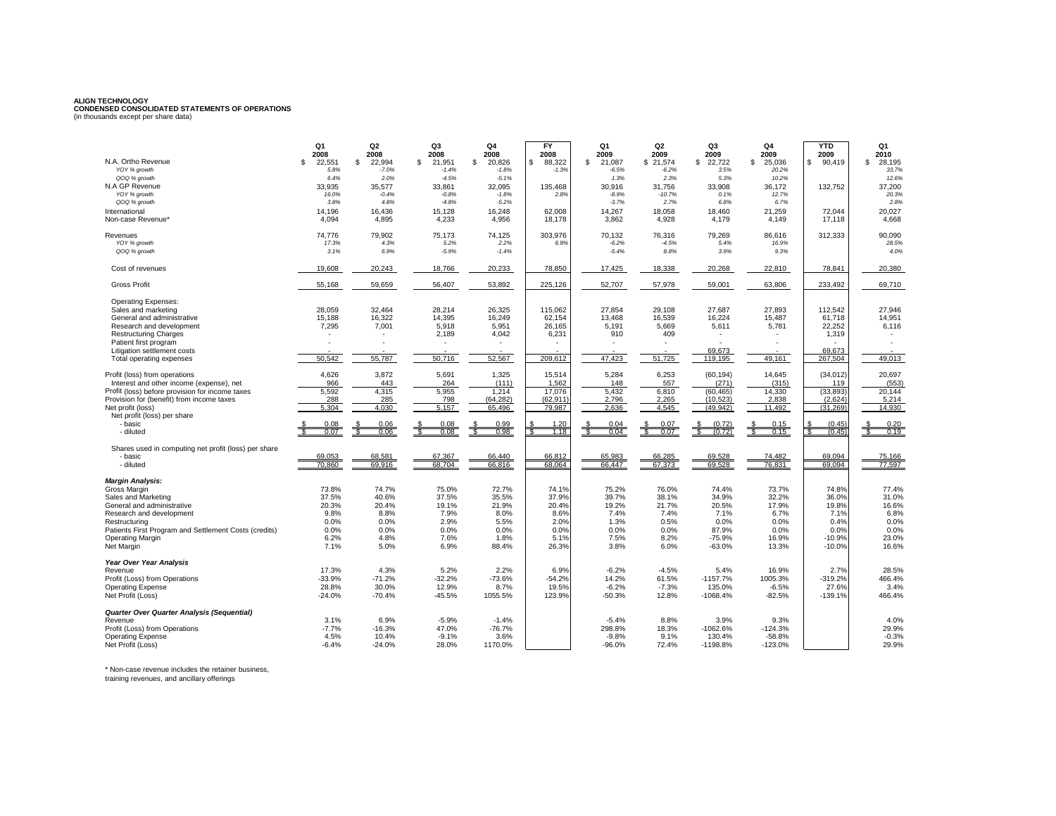**ALIGN TECHNOLOGY**
**CONDENSED CONSOLIDATED STATEMENTS OF OPERATIONS**
(in thousands except per share data)

| | Q1 2008 | Q2 2008 | Q3 2008 | Q4 2008 | FY 2008 | Q1 2009 | Q2 2009 | Q3 2009 | Q4 2009 | YTD 2009 | Q1 2010 |
|---|---|---|---|---|---|---|---|---|---|---|---|
| N.A. Ortho Revenue | $ 22,551 | $ 22,994 | $ 21,951 | $ 20,826 | $ 88,322 | $ 21,087 | $ 21,574 | $ 22,722 | $ 25,036 | $ 90,419 | $ 28,195 |
| *YOY % growth* | *5.8%* | *-7.0%* | *-1.4%* | *-1.8%* | *-1.3%* | *-6.5%* | *-6.2%* | *3.5%* | *20.2%* | | *33.7%* |
| *QOQ % growth* | *6.4%* | *2.0%* | *-4.5%* | *-5.1%* | | *1.3%* | *2.3%* | *5.3%* | *10.2%* | | *12.6%* |
| N.A GP Revenue | 33,935 | 35,577 | 33,861 | 32,095 | 135,468 | 30,916 | 31,756 | 33,908 | 36,172 | 132,752 | 37,200 |
| *YOY % growth* | *16.0%* | *-0.4%* | *-0.8%* | *-1.8%* | *2.8%* | *-8.9%* | *-10.7%* | *0.1%* | *12.7%* | | *20.3%* |
| *QOQ % growth* | *3.8%* | *4.8%* | *-4.8%* | *-5.2%* | | *-3.7%* | *2.7%* | *6.8%* | *6.7%* | | *2.8%* |
| International | 14,196 | 16,436 | 15,128 | 16,248 | 62,008 | 14,267 | 18,058 | 18,460 | 21,259 | 72,044 | 20,027 |
| Non-case Revenue* | 4,094 | 4,895 | 4,233 | 4,956 | 18,178 | 3,862 | 4,928 | 4,179 | 4,149 | 17,118 | 4,668 |
| Revenues | 74,776 | 79,902 | 75,173 | 74,125 | 303,976 | 70,132 | 76,316 | 79,269 | 86,616 | 312,333 | 90,090 |
| *YOY % growth* | *17.3%* | *4.3%* | *5.2%* | *2.2%* | *6.9%* | *-6.2%* | *-4.5%* | *5.4%* | *16.9%* | | *28.5%* |
| *QOQ % growth* | *3.1%* | *6.9%* | *-5.9%* | *-1.4%* | | *-5.4%* | *8.8%* | *3.9%* | *9.3%* | | *4.0%* |
| Cost of revenues | 19,608 | 20,243 | 18,766 | 20,233 | 78,850 | 17,425 | 18,338 | 20,268 | 22,810 | 78,841 | 20,380 |
| Gross Profit | 55,168 | 59,659 | 56,407 | 53,892 | 225,126 | 52,707 | 57,978 | 59,001 | 63,806 | 233,492 | 69,710 |
| Operating Expenses: | | | | | | | | | | | |
| Sales and marketing | 28,059 | 32,464 | 28,214 | 26,325 | 115,062 | 27,854 | 29,108 | 27,687 | 27,893 | 112,542 | 27,946 |
| General and administrative | 15,188 | 16,322 | 14,395 | 16,249 | 62,154 | 13,468 | 16,539 | 16,224 | 15,487 | 61,718 | 14,951 |
| Research and development | 7,295 | 7,001 | 5,918 | 5,951 | 26,165 | 5,191 | 5,669 | 5,611 | 5,781 | 22,252 | 6,116 |
| Restructuring Charges | - | - | 2,189 | 4,042 | 6,231 | 910 | 409 | - | - | 1,319 | - |
| Patient first program | - | - | - | - | - | - | - | - | - | - | - |
| Litigation settlement costs | - | - | - | - | - | - | - | 69,673 | - | 69,673 | - |
| Total operating expenses | 50,542 | 55,787 | 50,716 | 52,567 | 209,612 | 47,423 | 51,725 | 119,195 | 49,161 | 267,504 | 49,013 |
| Profit (loss) from operations | 4,626 | 3,872 | 5,691 | 1,325 | 15,514 | 5,284 | 6,253 | (60,194) | 14,645 | (34,012) | 20,697 |
| Interest and other income (expense), net | 966 | 443 | 264 | (111) | 1,562 | 148 | 557 | (271) | (315) | 119 | (553) |
| Profit (loss) before provision for income taxes | 5,592 | 4,315 | 5,955 | 1,214 | 17,076 | 5,432 | 6,810 | (60,465) | 14,330 | (33,893) | 20,144 |
| Provision for (benefit) from income taxes | 288 | 285 | 798 | (64,282) | (62,911) | 2,796 | 2,265 | (10,523) | 2,838 | (2,624) | 5,214 |
| Net profit (loss) | 5,304 | 4,030 | 5,157 | 65,496 | 79,987 | 2,636 | 4,545 | (49,942) | 11,492 | (31,269) | 14,930 |
| Net profit (loss) per share | | | | | | | | | | | |
| - basic | $ 0.08 | $ 0.06 | $ 0.08 | $ 0.99 | $ 1.20 | $ 0.04 | $ 0.07 | $ (0.72) | $ 0.15 | $ (0.45) | $ 0.20 |
| - diluted | $ 0.07 | $ 0.06 | $ 0.08 | $ 0.98 | $ 1.18 | $ 0.04 | $ 0.07 | $ (0.72) | $ 0.15 | $ (0.45) | $ 0.19 |
| Shares used in computing net profit (loss) per share | | | | | | | | | | | |
| - basic | 69,053 | 68,581 | 67,367 | 66,440 | 66,812 | 65,983 | 66,285 | 69,528 | 74,482 | 69,094 | 75,166 |
| - diluted | 70,860 | 69,916 | 68,704 | 66,816 | 68,064 | 66,447 | 67,373 | 69,528 | 76,831 | 69,094 | 77,597 |
| ***Margin Analysis:*** | | | | | | | | | | | |
| Gross Margin | 73.8% | 74.7% | 75.0% | 72.7% | 74.1% | 75.2% | 76.0% | 74.4% | 73.7% | 74.8% | 77.4% |
| Sales and Marketing | 37.5% | 40.6% | 37.5% | 35.5% | 37.9% | 39.7% | 38.1% | 34.9% | 32.2% | 36.0% | 31.0% |
| General and administrative | 20.3% | 20.4% | 19.1% | 21.9% | 20.4% | 19.2% | 21.7% | 20.5% | 17.9% | 19.8% | 16.6% |
| Research and development | 9.8% | 8.8% | 7.9% | 8.0% | 8.6% | 7.4% | 7.4% | 7.1% | 6.7% | 7.1% | 6.8% |
| Restructuring | 0.0% | 0.0% | 2.9% | 5.5% | 2.0% | 1.3% | 0.5% | 0.0% | 0.0% | 0.4% | 0.0% |
| Patients First Program and Settlement Costs (credits) | 0.0% | 0.0% | 0.0% | 0.0% | 0.0% | 0.0% | 0.0% | 87.9% | 0.0% | 0.0% | 0.0% |
| Operating Margin | 6.2% | 4.8% | 7.6% | 1.8% | 5.1% | 7.5% | 8.2% | -75.9% | 16.9% | -10.9% | 23.0% |
| Net Margin | 7.1% | 5.0% | 6.9% | 88.4% | 26.3% | 3.8% | 6.0% | -63.0% | 13.3% | -10.0% | 16.6% |
| ***Year Over Year Analysis*** | | | | | | | | | | | |
| Revenue | 17.3% | 4.3% | 5.2% | 2.2% | 6.9% | -6.2% | -4.5% | 5.4% | 16.9% | 2.7% | 28.5% |
| Profit (Loss) from Operations | -33.9% | -71.2% | -32.2% | -73.6% | -54.2% | 14.2% | 61.5% | -1157.7% | 1005.3% | -319.2% | 466.4% |
| Operating Expense | 28.8% | 30.0% | 12.9% | 8.7% | 19.5% | -6.2% | -7.3% | 135.0% | -6.5% | 27.6% | 3.4% |
| Net Profit (Loss) | -24.0% | -70.4% | -45.5% | 1055.5% | 123.9% | -50.3% | 12.8% | -1068.4% | -82.5% | -139.1% | 466.4% |
| ***Quarter Over Quarter Analysis (Sequential)*** | | | | | | | | | | | |
| Revenue | 3.1% | 6.9% | -5.9% | -1.4% | | -5.4% | 8.8% | 3.9% | 9.3% | | 4.0% |
| Profit (Loss) from Operations | -7.7% | -16.3% | 47.0% | -76.7% | | 298.8% | 18.3% | -1062.6% | -124.3% | | 29.9% |
| Operating Expense | 4.5% | 10.4% | -9.1% | 3.6% | | -9.8% | 9.1% | 130.4% | -58.8% | | -0.3% |
| Net Profit (Loss) | -6.4% | -24.0% | 28.0% | 1170.0% | | -96.0% | 72.4% | -1198.8% | -123.0% | | 29.9% |

\* Non-case revenue includes the retainer business, training revenues, and ancillary offerings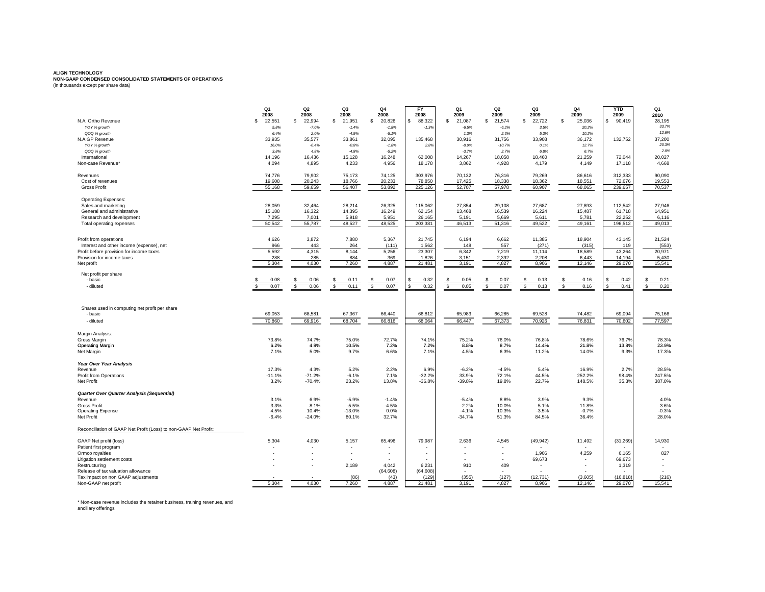**ALIGN TECHNOLOGY**
**NON-GAAP CONDENSED CONSOLIDATED STATEMENTS OF OPERATIONS**
(in thousands except per share data)

| | Q1 2008 | Q2 2008 | Q3 2008 | Q4 2008 | FY 2008 | Q1 2009 | Q2 2009 | Q3 2009 | Q4 2009 | YTD 2009 | Q1 2010 |
|---|---|---|---|---|---|---|---|---|---|---|---|
| N.A. Ortho Revenue | $ 22,551 | $ 22,994 | $ 21,951 | $ 20,826 | $ 88,322 | $ 21,087 | $ 21,574 | $ 22,722 | $ 25,036 | $ 90,419 | 28,195 |
| *YOY % growth* | *5.8%* | *-7.0%* | *-1.4%* | *-1.8%* | *-1.3%* | *-6.5%* | *-6.2%* | *3.5%* | *20.2%* | | *33.7%* |
| *QOQ % growth* | *6.4%* | *2.0%* | *-4.5%* | *-5.1%* | | *1.3%* | *2.3%* | *5.3%* | *10.2%* | | *12.6%* |
| N.A GP Revenue | 33,935 | 35,577 | 33,861 | 32,095 | 135,468 | 30,916 | 31,756 | 33,908 | 36,172 | 132,752 | 37,200 |
| *YOY % growth* | *16.0%* | *-0.4%* | *-0.8%* | *-1.8%* | *2.8%* | *-8.9%* | *-10.7%* | *0.1%* | *12.7%* | | *20.3%* |
| *QOQ % growth* | *3.8%* | *4.8%* | *-4.8%* | *-5.2%* | | *-3.7%* | *2.7%* | *6.8%* | *6.7%* | | *2.8%* |
| International | 14,196 | 16,436 | 15,128 | 16,248 | 62,008 | 14,267 | 18,058 | 18,460 | 21,259 | 72,044 | 20,027 |
| Non-case Revenue* | 4,094 | 4,895 | 4,233 | 4,956 | 18,178 | 3,862 | 4,928 | 4,179 | 4,149 | 17,118 | 4,668 |
| | | | | | | | | | | | |
| Revenues | 74,776 | 79,902 | 75,173 | 74,125 | 303,976 | 70,132 | 76,316 | 79,269 | 86,616 | 312,333 | 90,090 |
| Cost of revenues | 19,608 | 20,243 | 18,766 | 20,233 | 78,850 | 17,425 | 18,338 | 18,362 | 18,551 | 72,676 | 19,553 |
| Gross Profit | 55,168 | 59,659 | 56,407 | 53,892 | 225,126 | 52,707 | 57,978 | 60,907 | 68,065 | 239,657 | 70,537 |
| | | | | | | | | | | | |
| Operating Expenses: | | | | | | | | | | | |
| Sales and marketing | 28,059 | 32,464 | 28,214 | 26,325 | 115,062 | 27,854 | 29,108 | 27,687 | 27,893 | 112,542 | 27,946 |
| General and administrative | 15,188 | 16,322 | 14,395 | 16,249 | 62,154 | 13,468 | 16,539 | 16,224 | 15,487 | 61,718 | 14,951 |
| Research and development | 7,295 | 7,001 | 5,918 | 5,951 | 26,165 | 5,191 | 5,669 | 5,611 | 5,781 | 22,252 | 6,116 |
| Total operating expenses | 50,542 | 55,787 | 48,527 | 48,525 | 203,381 | 46,513 | 51,316 | 49,522 | 49,161 | 196,512 | 49,013 |
| | | | | | | | | | | | |
| Profit from operations | 4,626 | 3,872 | 7,880 | 5,367 | 21,745 | 6,194 | 6,662 | 11,385 | 18,904 | 43,145 | 21,524 |
| Interest and other income (expense), net | 966 | 443 | 264 | (111) | 1,562 | 148 | 557 | (271) | (315) | 119 | (553) |
| Profit before provision for income taxes | 5,592 | 4,315 | 8,144 | 5,256 | 23,307 | 6,342 | 7,219 | 11,114 | 18,589 | 43,264 | 20,971 |
| Provision for income taxes | 288 | 285 | 884 | 369 | 1,826 | 3,151 | 2,392 | 2,208 | 6,443 | 14,194 | 5,430 |
| Net profit | 5,304 | 4,030 | 7,260 | 4,887 | 21,481 | 3,191 | 4,827 | 8,906 | 12,146 | 29,070 | 15,541 |
| | | | | | | | | | | | |
| Net profit per share | | | | | | | | | | | |
| - basic | $ 0.08 | $ 0.06 | $ 0.11 | $ 0.07 | $ 0.32 | $ 0.05 | $ 0.07 | $ 0.13 | $ 0.16 | $ 0.42 | $ 0.21 |
| - diluted | $ 0.07 | $ 0.06 | $ 0.11 | $ 0.07 | $ 0.32 | $ 0.05 | $ 0.07 | $ 0.13 | $ 0.16 | $ 0.41 | $ 0.20 |
| | | | | | | | | | | | |
| Shares used in computing net profit per share | | | | | | | | | | | |
| - basic | 69,053 | 68,581 | 67,367 | 66,440 | 66,812 | 65,983 | 66,285 | 69,528 | 74,482 | 69,094 | 75,166 |
| - diluted | 70,860 | 69,916 | 68,704 | 66,816 | 68,064 | 66,447 | 67,373 | 70,926 | 76,831 | 70,602 | 77,597 |
| | | | | | | | | | | | |
| Margin Analysis: | | | | | | | | | | | |
| Gross Margin | 73.8% | 74.7% | 75.0% | 72.7% | 74.1% | 75.2% | 76.0% | 76.8% | 78.6% | 76.7% | 78.3% |
| Operating Margin | 6.2% | 4.8% | 10.5% | 7.2% | 7.2% | 8.8% | 8.7% | 14.4% | 21.8% | 13.8% | 23.9% |
| Net Margin | 7.1% | 5.0% | 9.7% | 6.6% | 7.1% | 4.5% | 6.3% | 11.2% | 14.0% | 9.3% | 17.3% |
| | | | | | | | | | | | |
| ***Year Over Year Analysis*** | | | | | | | | | | | |
| Revenue | 17.3% | 4.3% | 5.2% | 2.2% | 6.9% | -6.2% | -4.5% | 5.4% | 16.9% | 2.7% | 28.5% |
| Profit from Operations | -11.1% | -71.2% | -6.1% | 7.1% | -32.2% | 33.9% | 72.1% | 44.5% | 252.2% | 98.4% | 247.5% |
| Net Profit | 3.2% | -70.4% | 23.2% | 13.8% | -36.8% | -39.8% | 19.8% | 22.7% | 148.5% | 35.3% | 387.0% |
| | | | | | | | | | | | |
| ***Quarter Over Quarter Analysis (Sequential)*** | | | | | | | | | | | |
| Revenue | 3.1% | 6.9% | -5.9% | -1.4% | | -5.4% | 8.8% | 3.9% | 9.3% | | 4.0% |
| Gross Profit | 3.3% | 8.1% | -5.5% | -4.5% | | -2.2% | 10.0% | 5.1% | 11.8% | | 3.6% |
| Operating Expense | 4.5% | 10.4% | -13.0% | 0.0% | | -4.1% | 10.3% | -3.5% | -0.7% | | -0.3% |
| Net Profit | -6.4% | -24.0% | 80.1% | 32.7% | | -34.7% | 51.3% | 84.5% | 36.4% | | 28.0% |
| | | | | | | | | | | | |
| Reconciliation of GAAP Net Profit (Loss) to non-GAAP Net Profit: | | | | | | | | | | | |
| | | | | | | | | | | | |
| GAAP Net profit (loss) | 5,304 | 4,030 | 5,157 | 65,496 | 79,987 | 2,636 | 4,545 | (49,942) | 11,492 | (31,269) | 14,930 |
| Patient first program | - | - | - | - | - | - | - | - | - | - | - |
| Ormco royalties | - | - | - | - | - | - | - | 1,906 | 4,259 | 6,165 | 827 |
| Litigation settlement costs | - | - | - | - | - | - | - | 69,673 | - | 69,673 | - |
| Restructuring | - | - | 2,189 | 4,042 | 6,231 | 910 | 409 | - | - | 1,319 | - |
| Release of tax valuation allowance | | | | (64,608) | (64,608) | - | - | - | - | - | - |
| Tax impact on non GAAP adjustments | - | - | (86) | (43) | (129) | (355) | (127) | (12,731) | (3,605) | (16,818) | (216) |
| Non-GAAP net profit | 5,304 | 4,030 | 7,260 | 4,887 | 21,481 | 3,191 | 4,827 | 8,906 | 12,146 | 29,070 | 15,541 |

\* Non-case revenue includes the retainer business, training revenues, and ancillary offerings